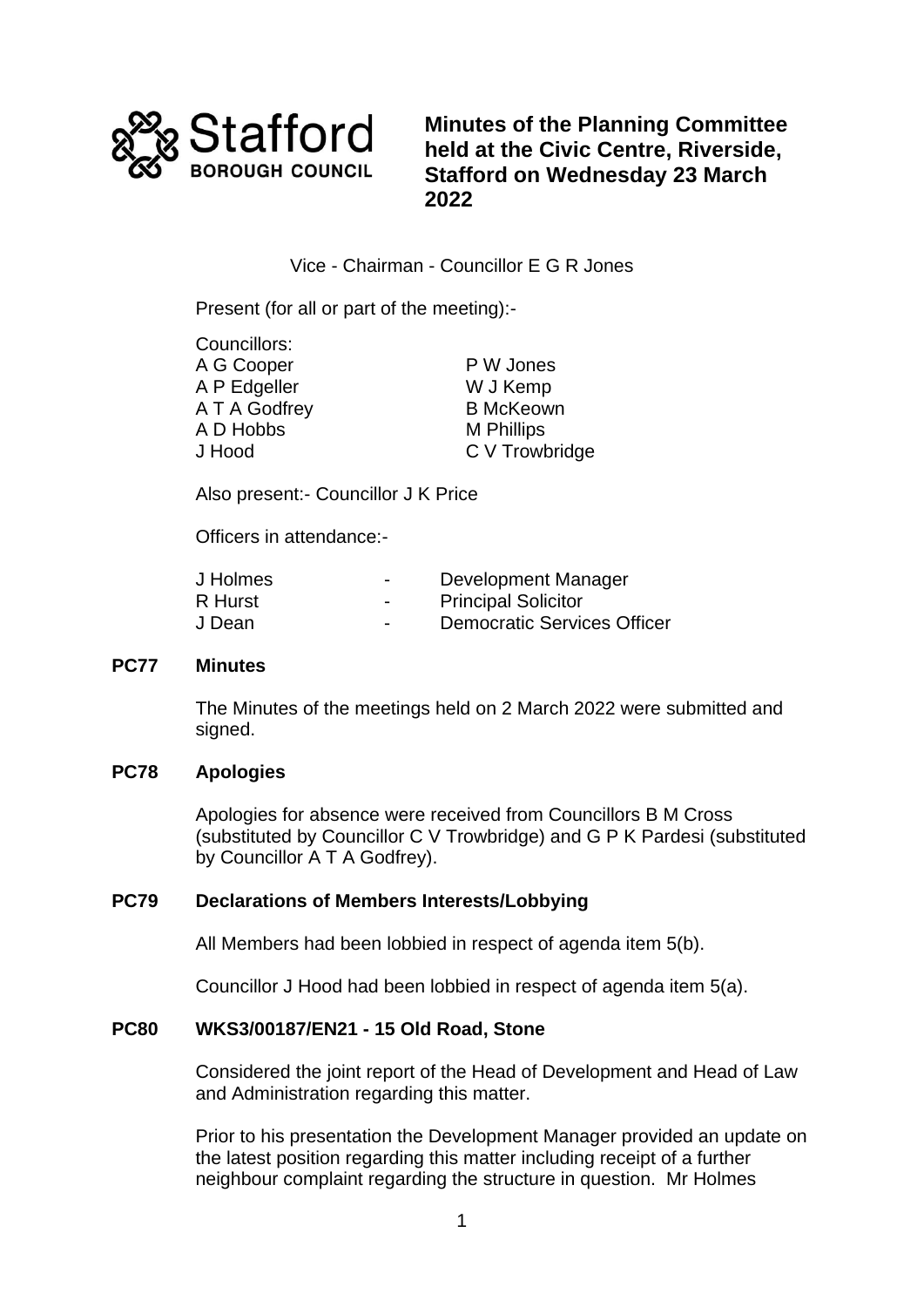# Minutes of the Planning Committee held at the Civic Centre, Riverside, Stafford on Wednesday 23 March 2022

Vice - Chairman - Councillor E G R Jones

Present (for all or part of the meeting):-

Councillors:

| | |
|---|---|
| A G Cooper | P W Jones |
| A P Edgeller | W J Kemp |
| A T A Godfrey | B McKeown |
| A D Hobbs | M Phillips |
| J Hood | C V Trowbridge |

Also present:- Councillor J K Price

Officers in attendance:-

| | | |
|---|---|---|
| J Holmes | - | Development Manager |
| R Hurst | - | Principal Solicitor |
| J Dean | - | Democratic Services Officer |

## PC77 Minutes

The Minutes of the meetings held on 2 March 2022 were submitted and signed.

## PC78 Apologies

Apologies for absence were received from Councillors B M Cross (substituted by Councillor C V Trowbridge) and G P K Pardesi (substituted by Councillor A T A Godfrey).

## PC79 Declarations of Members Interests/Lobbying

All Members had been lobbied in respect of agenda item 5(b).

Councillor J Hood had been lobbied in respect of agenda item 5(a).

## PC80 WKS3/00187/EN21 - 15 Old Road, Stone

Considered the joint report of the Head of Development and Head of Law and Administration regarding this matter.

Prior to his presentation the Development Manager provided an update on the latest position regarding this matter including receipt of a further neighbour complaint regarding the structure in question. Mr Holmes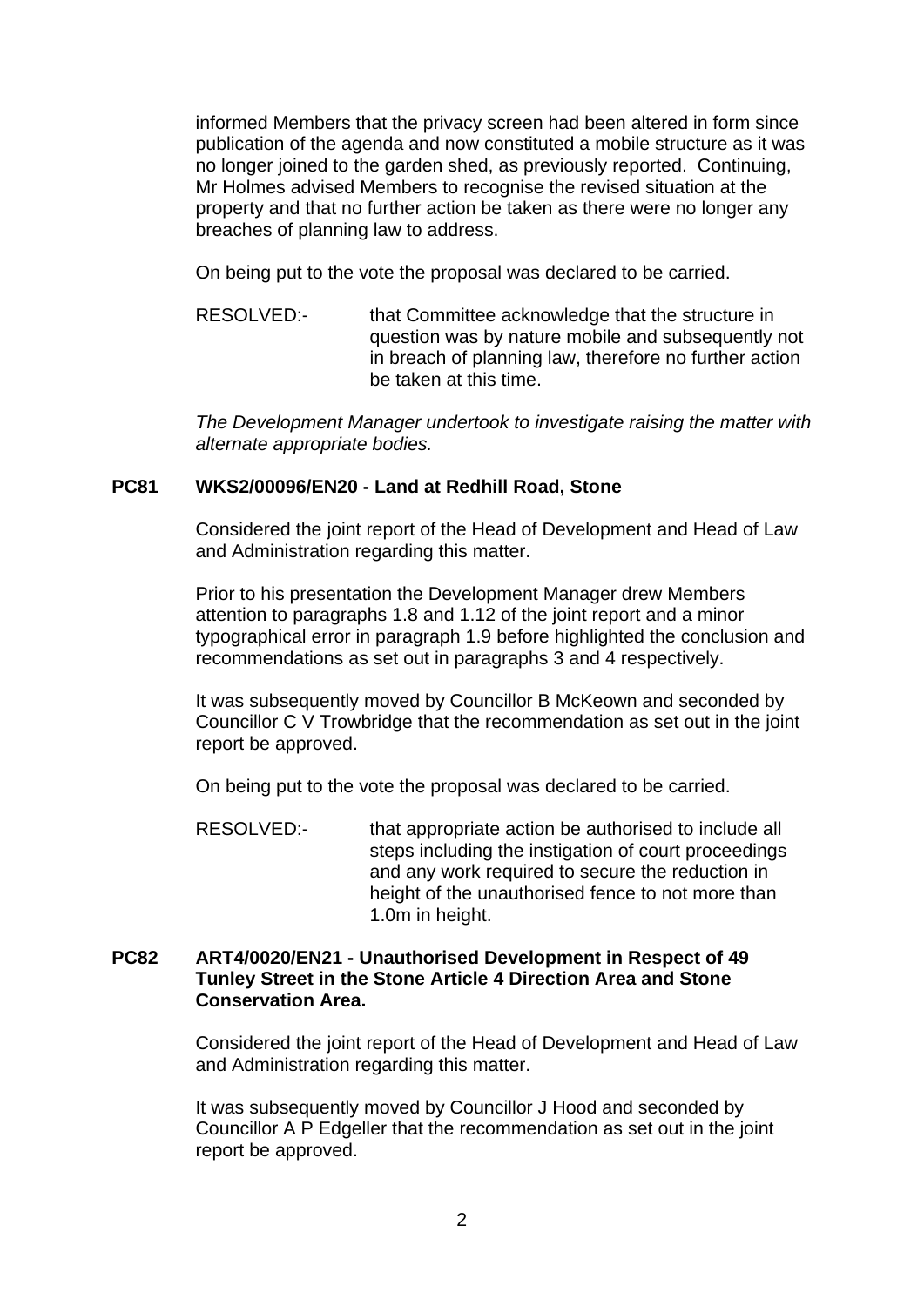informed Members that the privacy screen had been altered in form since publication of the agenda and now constituted a mobile structure as it was no longer joined to the garden shed, as previously reported. Continuing, Mr Holmes advised Members to recognise the revised situation at the property and that no further action be taken as there were no longer any breaches of planning law to address.

On being put to the vote the proposal was declared to be carried.

RESOLVED:- that Committee acknowledge that the structure in question was by nature mobile and subsequently not in breach of planning law, therefore no further action be taken at this time.

*The Development Manager undertook to investigate raising the matter with alternate appropriate bodies.*

**PC81 WKS2/00096/EN20 - Land at Redhill Road, Stone**

Considered the joint report of the Head of Development and Head of Law and Administration regarding this matter.

Prior to his presentation the Development Manager drew Members attention to paragraphs 1.8 and 1.12 of the joint report and a minor typographical error in paragraph 1.9 before highlighted the conclusion and recommendations as set out in paragraphs 3 and 4 respectively.

It was subsequently moved by Councillor B McKeown and seconded by Councillor C V Trowbridge that the recommendation as set out in the joint report be approved.

On being put to the vote the proposal was declared to be carried.

RESOLVED:- that appropriate action be authorised to include all steps including the instigation of court proceedings and any work required to secure the reduction in height of the unauthorised fence to not more than 1.0m in height.

**PC82 ART4/0020/EN21 - Unauthorised Development in Respect of 49 Tunley Street in the Stone Article 4 Direction Area and Stone Conservation Area.**

Considered the joint report of the Head of Development and Head of Law and Administration regarding this matter.

It was subsequently moved by Councillor J Hood and seconded by Councillor A P Edgeller that the recommendation as set out in the joint report be approved.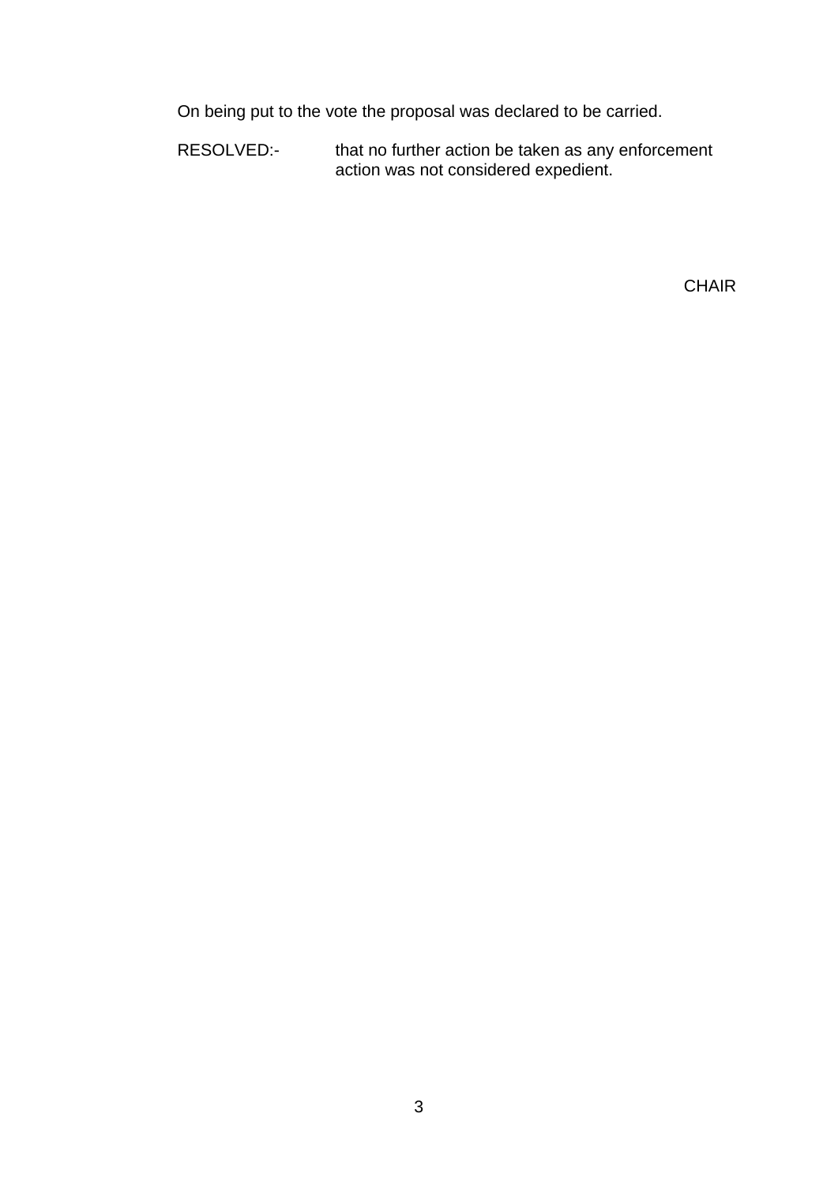On being put to the vote the proposal was declared to be carried.

RESOLVED:- that no further action be taken as any enforcement action was not considered expedient.

CHAIR